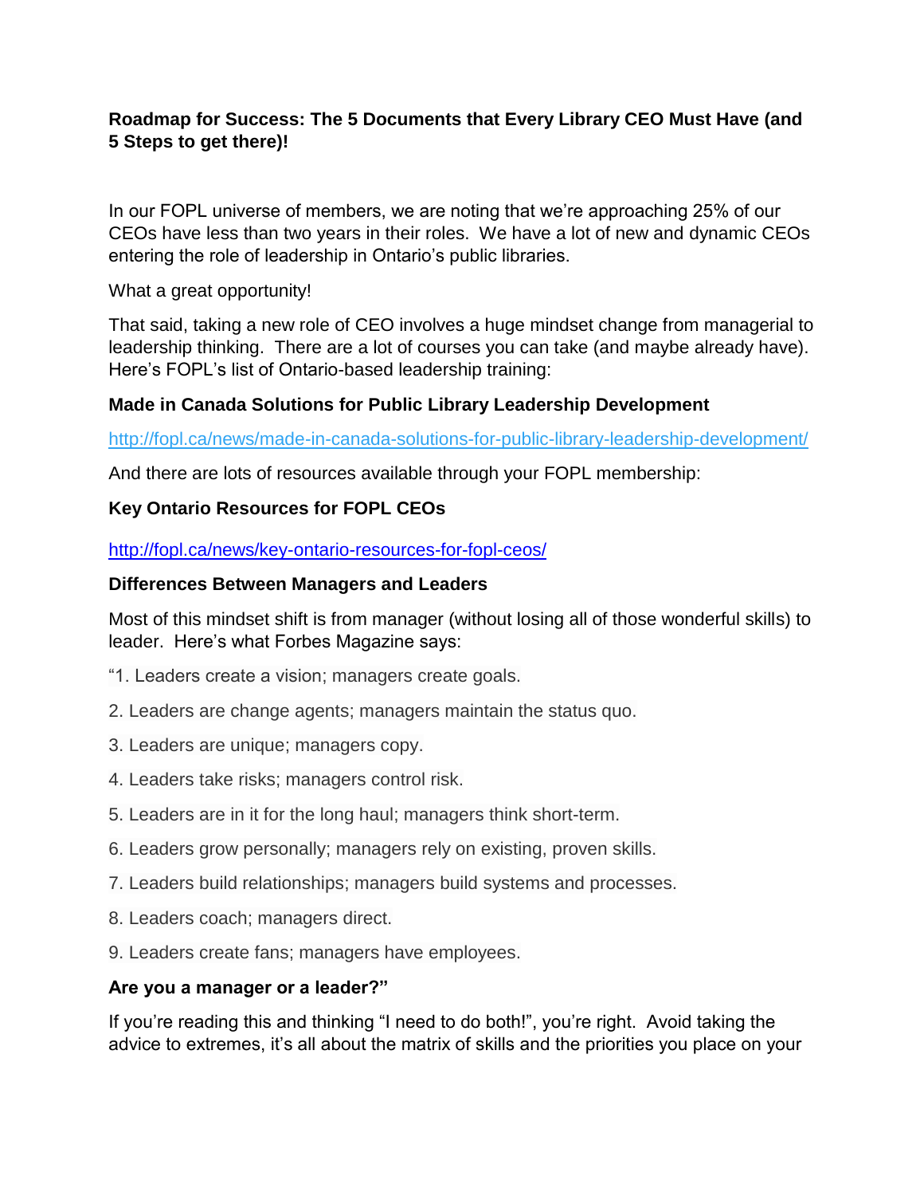**Roadmap for Success: The 5 Documents that Every Library CEO Must Have (and 5 Steps to get there)!**

In our FOPL universe of members, we are noting that we're approaching 25% of our CEOs have less than two years in their roles. We have a lot of new and dynamic CEOs entering the role of leadership in Ontario's public libraries.

What a great opportunity!

That said, taking a new role of CEO involves a huge mindset change from managerial to leadership thinking. There are a lot of courses you can take (and maybe already have). Here's FOPL's list of Ontario-based leadership training:

**Made in Canada Solutions for Public Library Leadership Development**

http://fopl.ca/news/made-in-canada-solutions-for-public-library-leadership-development/

And there are lots of resources available through your FOPL membership:

**Key Ontario Resources for FOPL CEOs**

http://fopl.ca/news/key-ontario-resources-for-fopl-ceos/

**Differences Between Managers and Leaders**

Most of this mindset shift is from manager (without losing all of those wonderful skills) to leader. Here's what Forbes Magazine says:

"1. Leaders create a vision; managers create goals.

2. Leaders are change agents; managers maintain the status quo.

3. Leaders are unique; managers copy.

4. Leaders take risks; managers control risk.

5. Leaders are in it for the long haul; managers think short-term.

6. Leaders grow personally; managers rely on existing, proven skills.

7. Leaders build relationships; managers build systems and processes.

8. Leaders coach; managers direct.

9. Leaders create fans; managers have employees.

**Are you a manager or a leader?"**

If you're reading this and thinking "I need to do both!", you're right. Avoid taking the advice to extremes, it's all about the matrix of skills and the priorities you place on your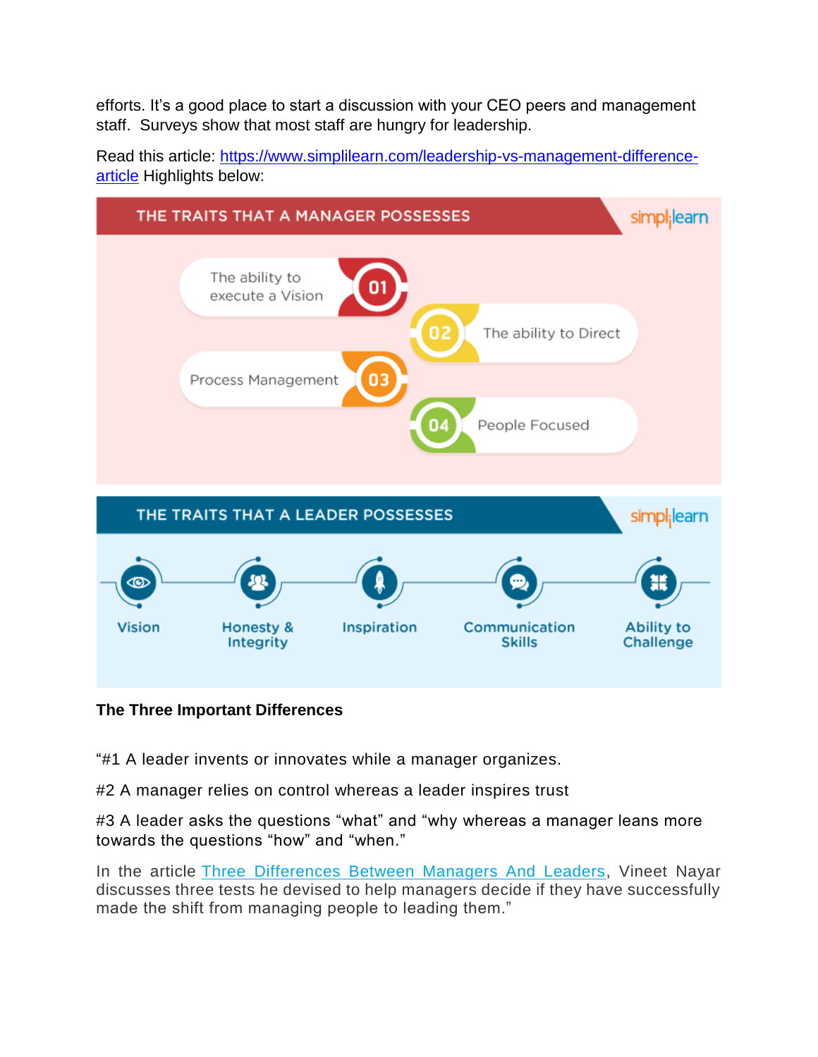efforts. It's a good place to start a discussion with your CEO peers and management staff. Surveys show that most staff are hungry for leadership.

Read this article: https://www.simplilearn.com/leadership-vs-management-difference-article Highlights below:

THE TRAITS THAT A MANAGER POSSESSES

01 The ability to execute a Vision

02 The ability to Direct

03 Process Management

04 People Focused

THE TRAITS THAT A LEADER POSSESSES

- Vision
- Honesty & Integrity
- Inspiration
- Communication Skills
- Ability to Challenge

**The Three Important Differences**

"#1 A leader invents or innovates while a manager organizes.

#2 A manager relies on control whereas a leader inspires trust

#3 A leader asks the questions "what" and "why whereas a manager leans more towards the questions "how" and "when."

In the article Three Differences Between Managers And Leaders, Vineet Nayar discusses three tests he devised to help managers decide if they have successfully made the shift from managing people to leading them."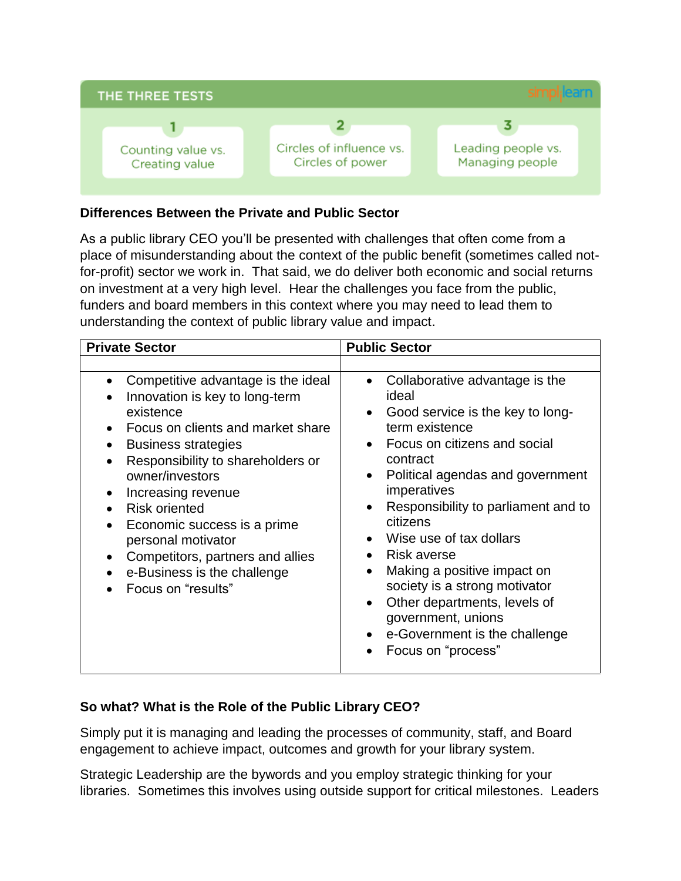THE THREE TESTS

1. Counting value vs. Creating value
2. Circles of influence vs. Circles of power
3. Leading people vs. Managing people

**Differences Between the Private and Public Sector**

As a public library CEO you'll be presented with challenges that often come from a place of misunderstanding about the context of the public benefit (sometimes called not-for-profit) sector we work in. That said, we do deliver both economic and social returns on investment at a very high level. Hear the challenges you face from the public, funders and board members in this context where you may need to lead them to understanding the context of public library value and impact.

| Private Sector | Public Sector |
|---|---|
| | |
| • Competitive advantage is the ideal<br>• Innovation is key to long-term existence<br>• Focus on clients and market share<br>• Business strategies<br>• Responsibility to shareholders or owner/investors<br>• Increasing revenue<br>• Risk oriented<br>• Economic success is a prime personal motivator<br>• Competitors, partners and allies<br>• e-Business is the challenge<br>• Focus on "results" | • Collaborative advantage is the ideal<br>• Good service is the key to long-term existence<br>• Focus on citizens and social contract<br>• Political agendas and government imperatives<br>• Responsibility to parliament and to citizens<br>• Wise use of tax dollars<br>• Risk averse<br>• Making a positive impact on society is a strong motivator<br>• Other departments, levels of government, unions<br>• e-Government is the challenge<br>• Focus on "process" |

**So what? What is the Role of the Public Library CEO?**

Simply put it is managing and leading the processes of community, staff, and Board engagement to achieve impact, outcomes and growth for your library system.

Strategic Leadership are the bywords and you employ strategic thinking for your libraries. Sometimes this involves using outside support for critical milestones. Leaders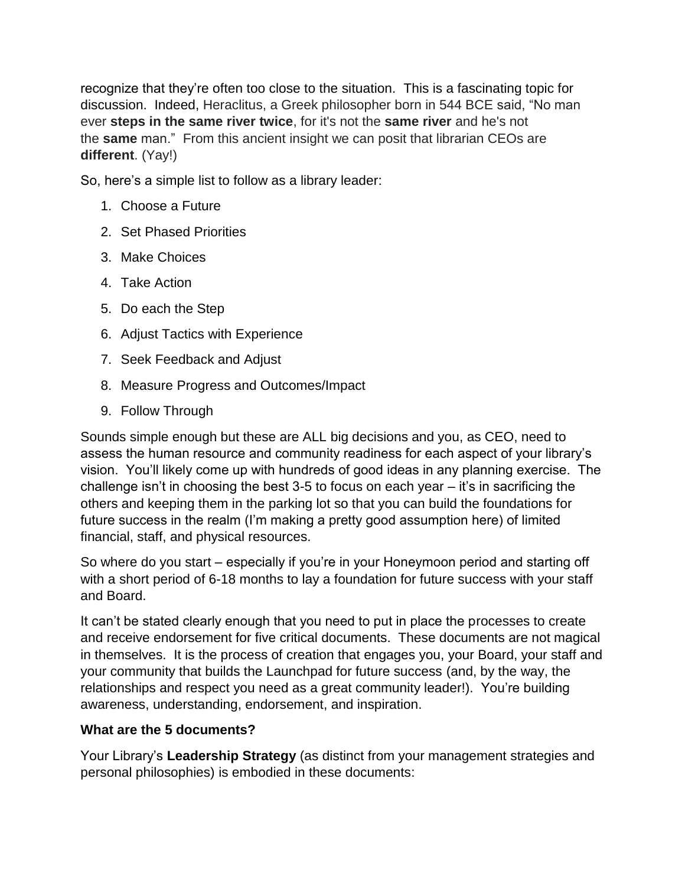recognize that they're often too close to the situation. This is a fascinating topic for discussion. Indeed, Heraclitus, a Greek philosopher born in 544 BCE said, "No man ever **steps in the same river twice**, for it's not the **same river** and he's not the **same** man." From this ancient insight we can posit that librarian CEOs are **different**. (Yay!)

So, here's a simple list to follow as a library leader:

1. Choose a Future
2. Set Phased Priorities
3. Make Choices
4. Take Action
5. Do each the Step
6. Adjust Tactics with Experience
7. Seek Feedback and Adjust
8. Measure Progress and Outcomes/Impact
9. Follow Through

Sounds simple enough but these are ALL big decisions and you, as CEO, need to assess the human resource and community readiness for each aspect of your library's vision. You'll likely come up with hundreds of good ideas in any planning exercise. The challenge isn't in choosing the best 3-5 to focus on each year – it's in sacrificing the others and keeping them in the parking lot so that you can build the foundations for future success in the realm (I'm making a pretty good assumption here) of limited financial, staff, and physical resources.

So where do you start – especially if you're in your Honeymoon period and starting off with a short period of 6-18 months to lay a foundation for future success with your staff and Board.

It can't be stated clearly enough that you need to put in place the processes to create and receive endorsement for five critical documents. These documents are not magical in themselves. It is the process of creation that engages you, your Board, your staff and your community that builds the Launchpad for future success (and, by the way, the relationships and respect you need as a great community leader!). You're building awareness, understanding, endorsement, and inspiration.

**What are the 5 documents?**

Your Library's **Leadership Strategy** (as distinct from your management strategies and personal philosophies) is embodied in these documents: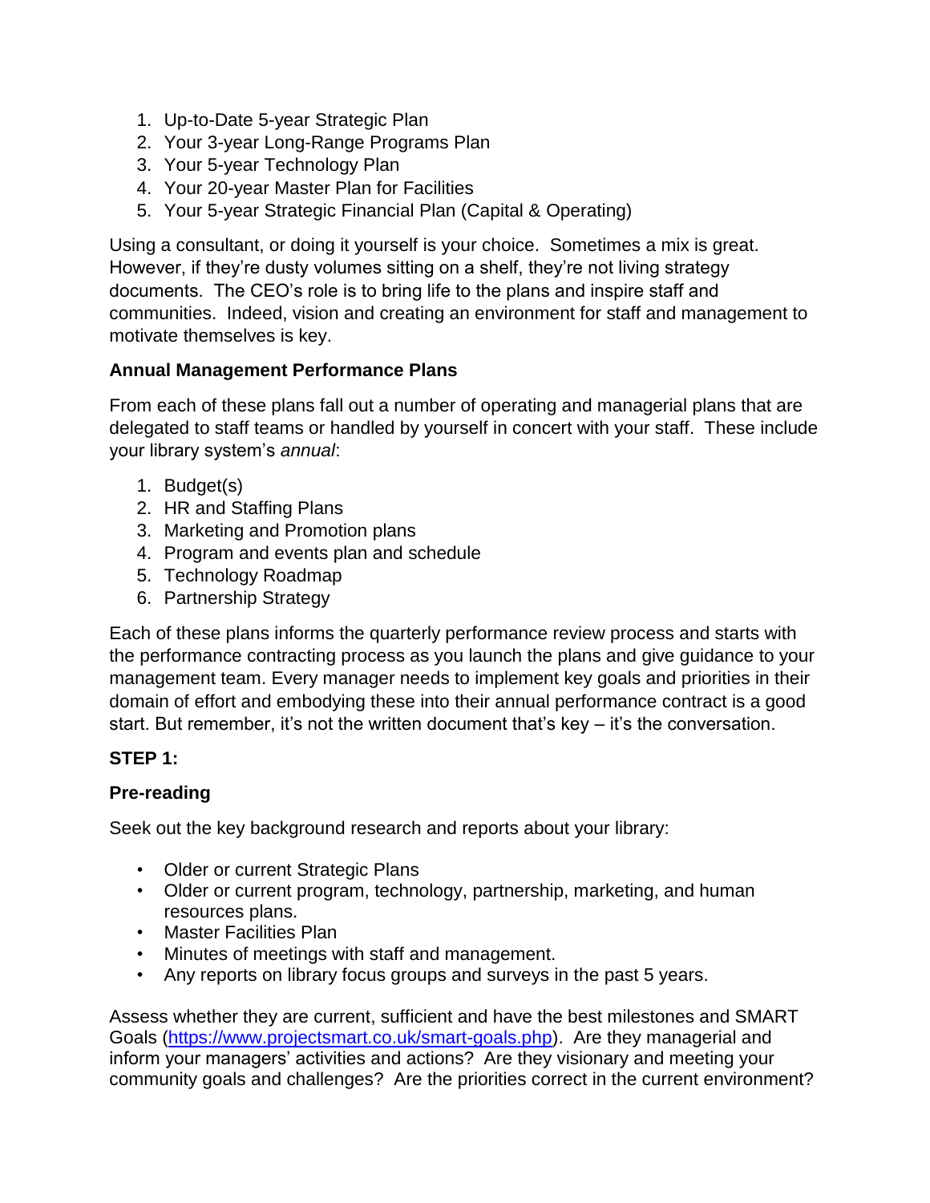1. Up-to-Date 5-year Strategic Plan
2. Your 3-year Long-Range Programs Plan
3. Your 5-year Technology Plan
4. Your 20-year Master Plan for Facilities
5. Your 5-year Strategic Financial Plan (Capital & Operating)

Using a consultant, or doing it yourself is your choice. Sometimes a mix is great. However, if they're dusty volumes sitting on a shelf, they're not living strategy documents. The CEO's role is to bring life to the plans and inspire staff and communities. Indeed, vision and creating an environment for staff and management to motivate themselves is key.

**Annual Management Performance Plans**

From each of these plans fall out a number of operating and managerial plans that are delegated to staff teams or handled by yourself in concert with your staff. These include your library system's *annual*:

1. Budget(s)
2. HR and Staffing Plans
3. Marketing and Promotion plans
4. Program and events plan and schedule
5. Technology Roadmap
6. Partnership Strategy

Each of these plans informs the quarterly performance review process and starts with the performance contracting process as you launch the plans and give guidance to your management team. Every manager needs to implement key goals and priorities in their domain of effort and embodying these into their annual performance contract is a good start. But remember, it's not the written document that's key – it's the conversation.

**STEP 1:**

**Pre-reading**

Seek out the key background research and reports about your library:

- Older or current Strategic Plans
- Older or current program, technology, partnership, marketing, and human resources plans.
- Master Facilities Plan
- Minutes of meetings with staff and management.
- Any reports on library focus groups and surveys in the past 5 years.

Assess whether they are current, sufficient and have the best milestones and SMART Goals (https://www.projectsmart.co.uk/smart-goals.php). Are they managerial and inform your managers' activities and actions? Are they visionary and meeting your community goals and challenges? Are the priorities correct in the current environment?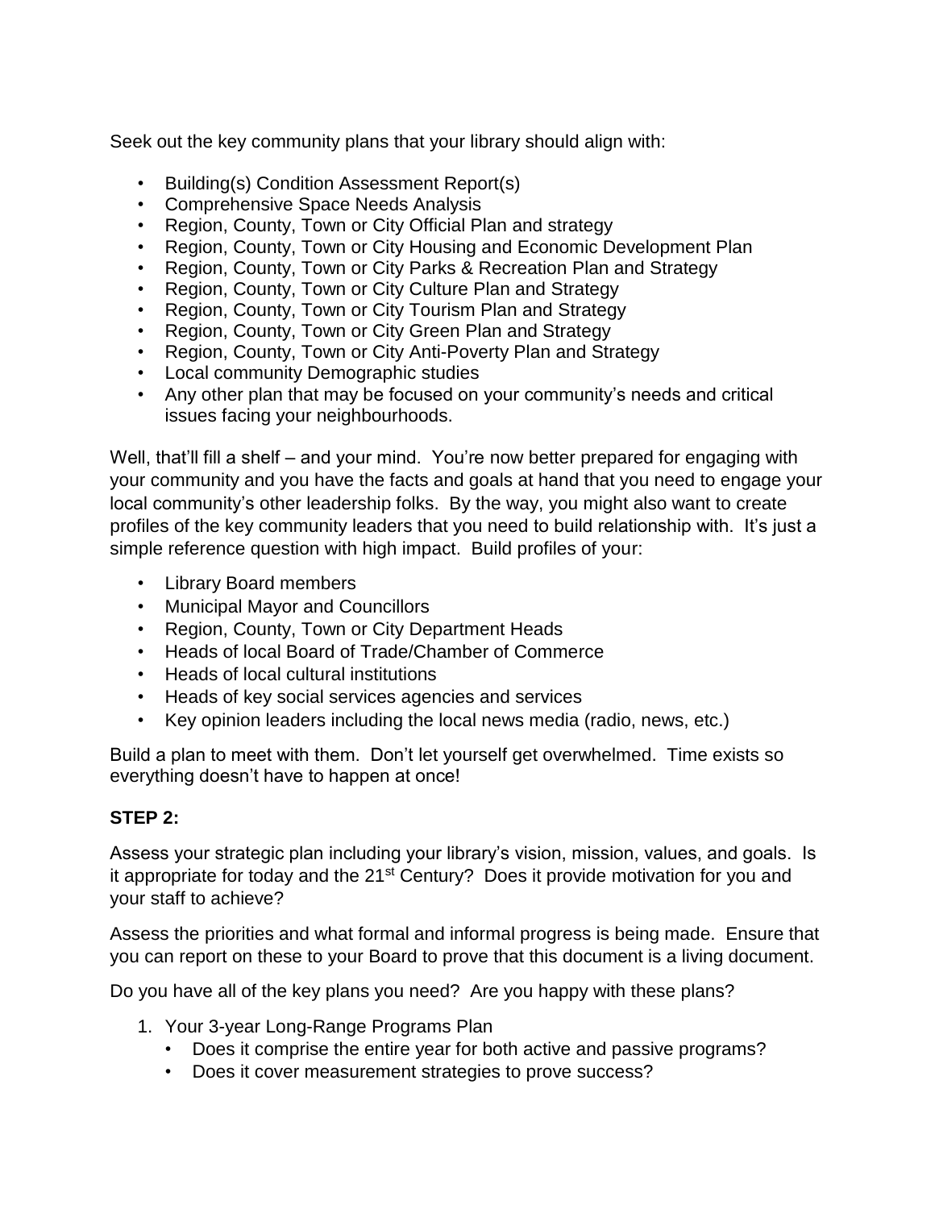Seek out the key community plans that your library should align with:

- Building(s) Condition Assessment Report(s)
- Comprehensive Space Needs Analysis
- Region, County, Town or City Official Plan and strategy
- Region, County, Town or City Housing and Economic Development Plan
- Region, County, Town or City Parks & Recreation Plan and Strategy
- Region, County, Town or City Culture Plan and Strategy
- Region, County, Town or City Tourism Plan and Strategy
- Region, County, Town or City Green Plan and Strategy
- Region, County, Town or City Anti-Poverty Plan and Strategy
- Local community Demographic studies
- Any other plan that may be focused on your community's needs and critical issues facing your neighbourhoods.

Well, that'll fill a shelf – and your mind. You're now better prepared for engaging with your community and you have the facts and goals at hand that you need to engage your local community's other leadership folks. By the way, you might also want to create profiles of the key community leaders that you need to build relationship with. It's just a simple reference question with high impact. Build profiles of your:

- Library Board members
- Municipal Mayor and Councillors
- Region, County, Town or City Department Heads
- Heads of local Board of Trade/Chamber of Commerce
- Heads of local cultural institutions
- Heads of key social services agencies and services
- Key opinion leaders including the local news media (radio, news, etc.)

Build a plan to meet with them. Don't let yourself get overwhelmed. Time exists so everything doesn't have to happen at once!

**STEP 2:**

Assess your strategic plan including your library's vision, mission, values, and goals. Is it appropriate for today and the 21st Century? Does it provide motivation for you and your staff to achieve?

Assess the priorities and what formal and informal progress is being made. Ensure that you can report on these to your Board to prove that this document is a living document.

Do you have all of the key plans you need? Are you happy with these plans?

1. Your 3-year Long-Range Programs Plan
    - Does it comprise the entire year for both active and passive programs?
    - Does it cover measurement strategies to prove success?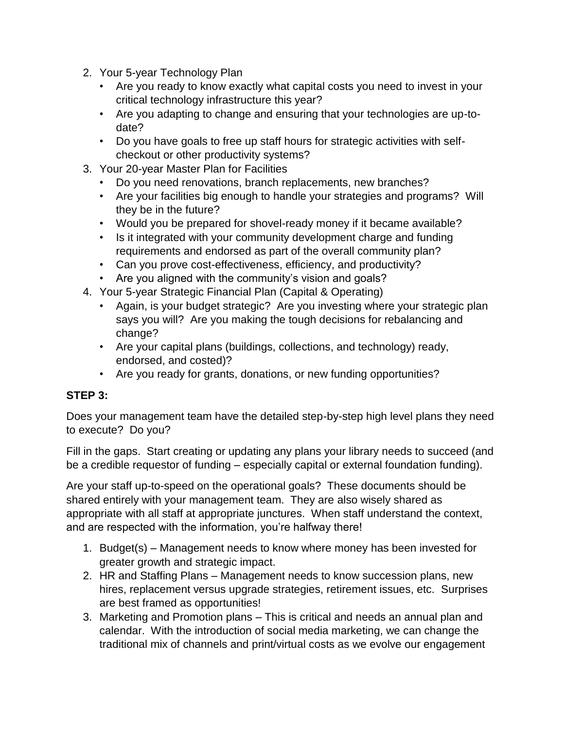2. Your 5-year Technology Plan
    - Are you ready to know exactly what capital costs you need to invest in your critical technology infrastructure this year?
    - Are you adapting to change and ensuring that your technologies are up-to-date?
    - Do you have goals to free up staff hours for strategic activities with self-checkout or other productivity systems?
3. Your 20-year Master Plan for Facilities
    - Do you need renovations, branch replacements, new branches?
    - Are your facilities big enough to handle your strategies and programs? Will they be in the future?
    - Would you be prepared for shovel-ready money if it became available?
    - Is it integrated with your community development charge and funding requirements and endorsed as part of the overall community plan?
    - Can you prove cost-effectiveness, efficiency, and productivity?
    - Are you aligned with the community's vision and goals?
4. Your 5-year Strategic Financial Plan (Capital & Operating)
    - Again, is your budget strategic? Are you investing where your strategic plan says you will? Are you making the tough decisions for rebalancing and change?
    - Are your capital plans (buildings, collections, and technology) ready, endorsed, and costed)?
    - Are you ready for grants, donations, or new funding opportunities?

**STEP 3:**

Does your management team have the detailed step-by-step high level plans they need to execute? Do you?

Fill in the gaps. Start creating or updating any plans your library needs to succeed (and be a credible requestor of funding – especially capital or external foundation funding).

Are your staff up-to-speed on the operational goals? These documents should be shared entirely with your management team. They are also wisely shared as appropriate with all staff at appropriate junctures. When staff understand the context, and are respected with the information, you're halfway there!

1. Budget(s) – Management needs to know where money has been invested for greater growth and strategic impact.
2. HR and Staffing Plans – Management needs to know succession plans, new hires, replacement versus upgrade strategies, retirement issues, etc. Surprises are best framed as opportunities!
3. Marketing and Promotion plans – This is critical and needs an annual plan and calendar. With the introduction of social media marketing, we can change the traditional mix of channels and print/virtual costs as we evolve our engagement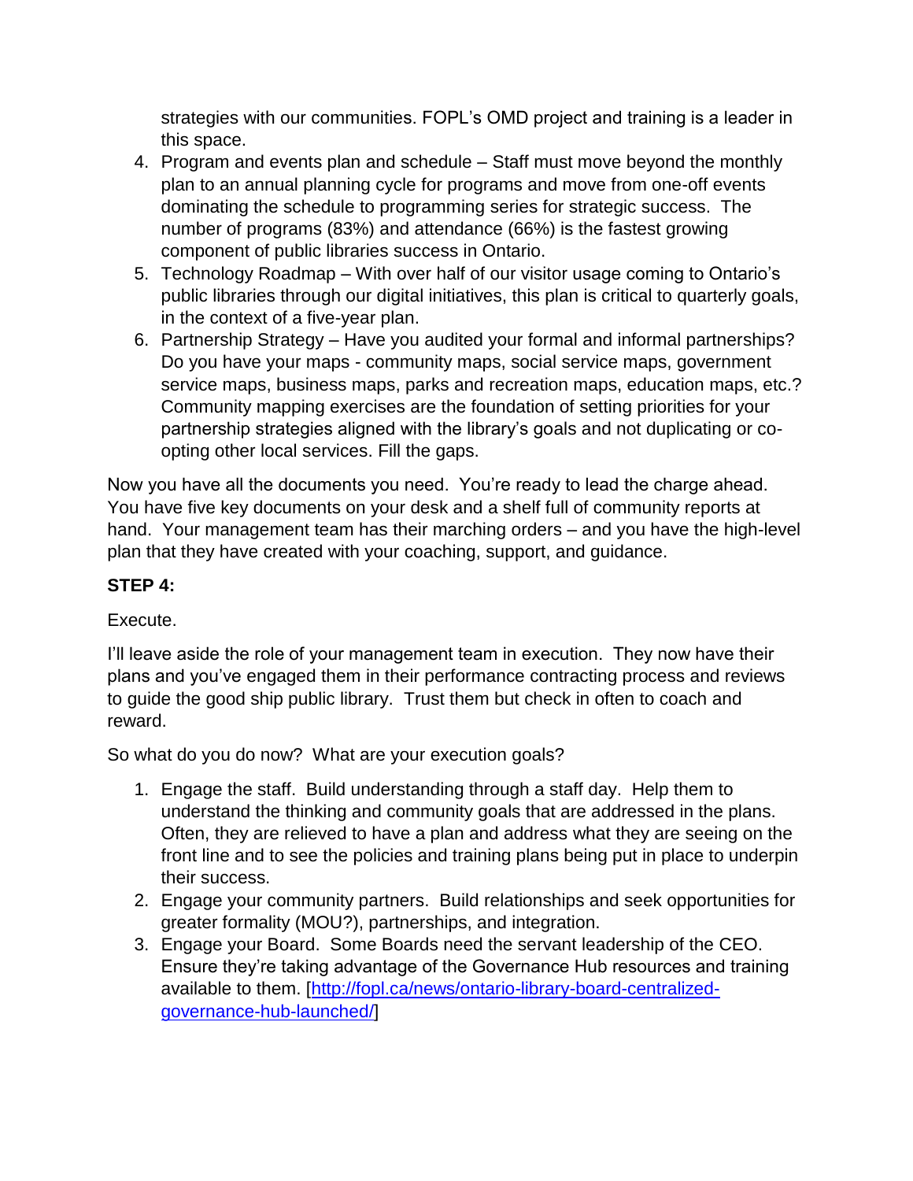strategies with our communities. FOPL's OMD project and training is a leader in this space.

4. Program and events plan and schedule – Staff must move beyond the monthly plan to an annual planning cycle for programs and move from one-off events dominating the schedule to programming series for strategic success. The number of programs (83%) and attendance (66%) is the fastest growing component of public libraries success in Ontario.
5. Technology Roadmap – With over half of our visitor usage coming to Ontario's public libraries through our digital initiatives, this plan is critical to quarterly goals, in the context of a five-year plan.
6. Partnership Strategy – Have you audited your formal and informal partnerships? Do you have your maps - community maps, social service maps, government service maps, business maps, parks and recreation maps, education maps, etc.? Community mapping exercises are the foundation of setting priorities for your partnership strategies aligned with the library's goals and not duplicating or co-opting other local services. Fill the gaps.

Now you have all the documents you need. You're ready to lead the charge ahead. You have five key documents on your desk and a shelf full of community reports at hand. Your management team has their marching orders – and you have the high-level plan that they have created with your coaching, support, and guidance.

**STEP 4:**

Execute.

I'll leave aside the role of your management team in execution. They now have their plans and you've engaged them in their performance contracting process and reviews to guide the good ship public library. Trust them but check in often to coach and reward.

So what do you do now? What are your execution goals?

1. Engage the staff. Build understanding through a staff day. Help them to understand the thinking and community goals that are addressed in the plans. Often, they are relieved to have a plan and address what they are seeing on the front line and to see the policies and training plans being put in place to underpin their success.
2. Engage your community partners. Build relationships and seek opportunities for greater formality (MOU?), partnerships, and integration.
3. Engage your Board. Some Boards need the servant leadership of the CEO. Ensure they're taking advantage of the Governance Hub resources and training available to them. [http://fopl.ca/news/ontario-library-board-centralized-governance-hub-launched/]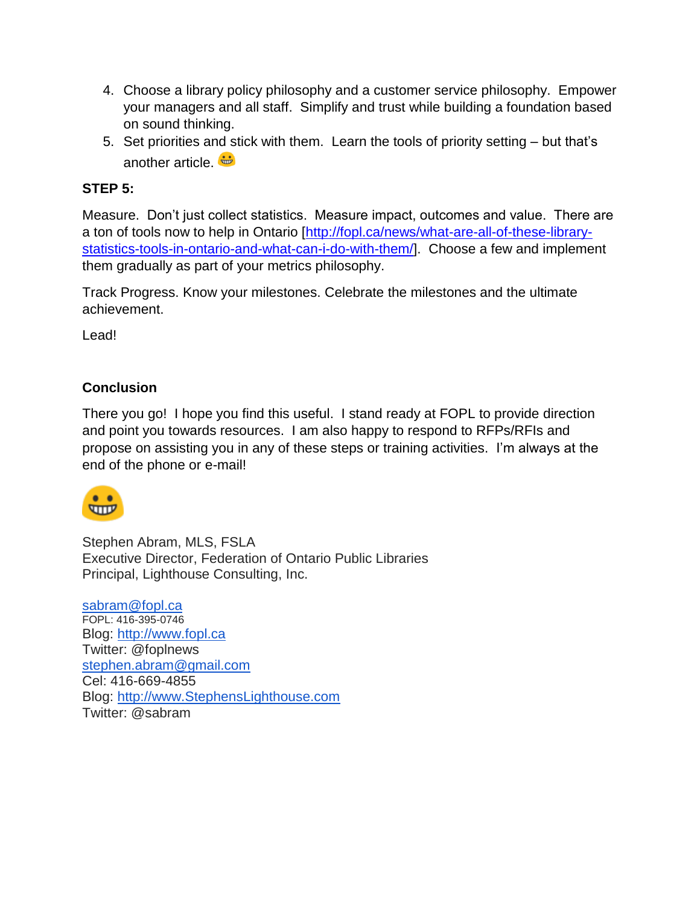4. Choose a library policy philosophy and a customer service philosophy. Empower your managers and all staff. Simplify and trust while building a foundation based on sound thinking.
5. Set priorities and stick with them. Learn the tools of priority setting – but that's another article. 😁

**STEP 5:**

Measure. Don't just collect statistics. Measure impact, outcomes and value. There are a ton of tools now to help in Ontario [http://fopl.ca/news/what-are-all-of-these-library-statistics-tools-in-ontario-and-what-can-i-do-with-them/]. Choose a few and implement them gradually as part of your metrics philosophy.

Track Progress. Know your milestones. Celebrate the milestones and the ultimate achievement.

Lead!

**Conclusion**

There you go! I hope you find this useful. I stand ready at FOPL to provide direction and point you towards resources. I am also happy to respond to RFPs/RFIs and propose on assisting you in any of these steps or training activities. I'm always at the end of the phone or e-mail!

😁

Stephen Abram, MLS, FSLA
Executive Director, Federation of Ontario Public Libraries
Principal, Lighthouse Consulting, Inc.

sabram@fopl.ca
FOPL: 416-395-0746
Blog: http://www.fopl.ca
Twitter: @foplnews
stephen.abram@gmail.com
Cel: 416-669-4855
Blog: http://www.StephensLighthouse.com
Twitter: @sabram